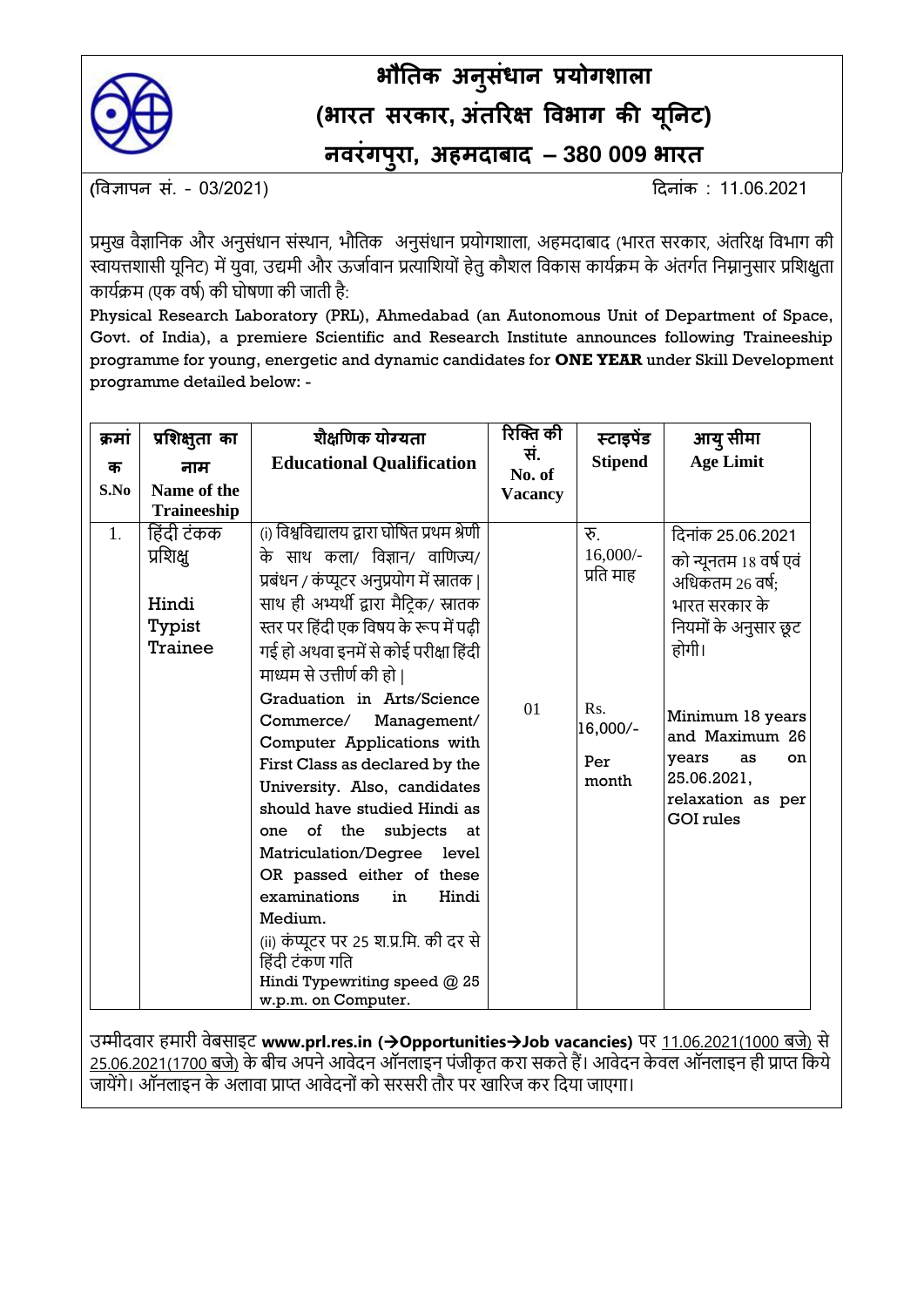# भौतिक अनुसंधान प्रयोगशाला
## (भारत सरकार, अंतरिक्ष विभाग की यूनिट)
## नवरंगपुरा, अहमदाबाद – 380 009 भारत

(विज्ञापन सं. - 03/2021) दिनांक : 11.06.2021

प्रमुख वैज्ञानिक और अनुसंधान संस्थान, भौतिक अनुसंधान प्रयोगशाला, अहमदाबाद (भारत सरकार, अंतरिक्ष विभाग की स्वायत्तशासी यूनिट) में युवा, उद्यमी और ऊर्जावान प्रत्याशियों हेतु कौशल विकास कार्यक्रम के अंतर्गत निम्नानुसार प्रशिक्षुता कार्यक्रम (एक वर्ष) की घोषणा की जाती है:

Physical Research Laboratory (PRL), Ahmedabad (an Autonomous Unit of Department of Space, Govt. of India), a premiere Scientific and Research Institute announces following Traineeship programme for young, energetic and dynamic candidates for **ONE YEAR** under Skill Development programme detailed below: -

| क्रमांक S.No | प्रशिक्षुता का नाम Name of the Traineeship | शैक्षणिक योग्यता Educational Qualification | रिक्ति की सं. No. of Vacancy | स्टाइपेंड Stipend | आयु सीमा Age Limit |
|---|---|---|---|---|---|
| 1. | हिंदी टंकक प्रशिक्षु<br><br>Hindi Typist Trainee | (i) विश्वविद्यालय द्वारा घोषित प्रथम श्रेणी के साथ कला/ विज्ञान/ वाणिज्य/ प्रबंधन / कंप्यूटर अनुप्रयोग में स्नातक \| साथ ही अभ्यर्थी द्वारा मैट्रिक/ स्नातक स्तर पर हिंदी एक विषय के रूप में पढ़ी गई हो अथवा इनमें से कोई परीक्षा हिंदी माध्यम से उत्तीर्ण की हो \|<br>Graduation in Arts/Science Commerce/ Management/ Computer Applications with First Class as declared by the University. Also, candidates should have studied Hindi as one of the subjects at Matriculation/Degree level OR passed either of these examinations in Hindi Medium.<br>(ii) कंप्यूटर पर 25 श.प्र.मि. की दर से हिंदी टंकण गति<br>Hindi Typewriting speed @ 25 w.p.m. on Computer. | 01 | रु. 16,000/- प्रति माह<br><br>Rs. 16,000/- Per month | दिनांक 25.06.2021 को न्यूनतम 18 वर्ष एवं अधिकतम 26 वर्ष; भारत सरकार के नियमों के अनुसार छूट होगी।<br><br>Minimum 18 years and Maximum 26 years as on 25.06.2021, relaxation as per GOI rules |

उम्मीदवार हमारी वेबसाइट **www.prl.res.in (→Opportunities→Job vacancies)** पर 11.06.2021(1000 बजे) से 25.06.2021(1700 बजे) के बीच अपने आवेदन ऑनलाइन पंजीकृत करा सकते हैं। आवेदन केवल ऑनलाइन ही प्राप्त किये जायेंगे। ऑनलाइन के अलावा प्राप्त आवेदनों को सरसरी तौर पर खारिज कर दिया जाएगा।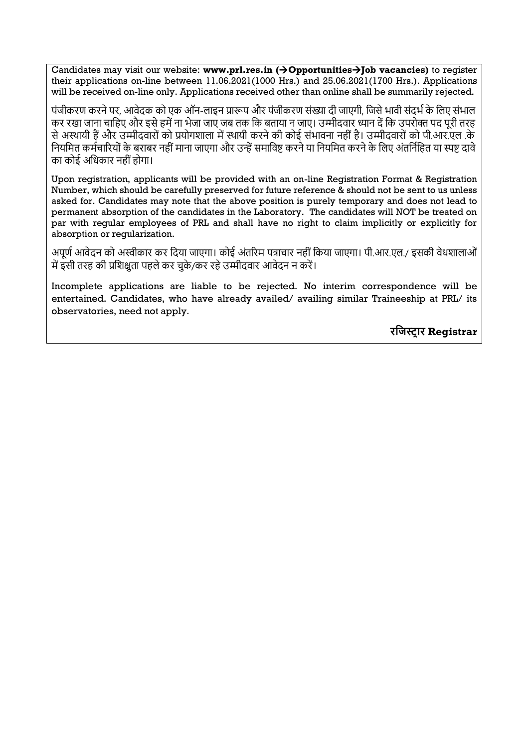Candidates may visit our website: **www.prl.res.in (→Opportunities→Job vacancies)** to register their applications on-line between 11.06.2021(1000 Hrs.) and 25.06.2021(1700 Hrs.). Applications will be received on-line only. Applications received other than online shall be summarily rejected.

पंजीकरण करने पर, आवेदक को एक ऑन-लाइन प्रारूप और पंजीकरण संख्या दी जाएगी, जिसे भावी संदर्भ के लिए संभाल कर रखा जाना चाहिए और इसे हमें ना भेजा जाए जब तक कि बताया न जाए। उम्मीदवार ध्यान दें कि उपरोक्त पद पूरी तरह से अस्थायी हैं और उम्मीदवारों को प्रयोगशाला में स्थायी करने की कोई संभावना नहीं है। उम्मीदवारों को पी.आर.एल .के नियमित कर्मचारियों के बराबर नहीं माना जाएगा और उन्हें समाविष्ट करने या नियमित करने के लिए अंतर्निहित या स्पष्ट दावे का कोई अधिकार नहीं होगा।

Upon registration, applicants will be provided with an on-line Registration Format & Registration Number, which should be carefully preserved for future reference & should not be sent to us unless asked for. Candidates may note that the above position is purely temporary and does not lead to permanent absorption of the candidates in the Laboratory. The candidates will NOT be treated on par with regular employees of PRL and shall have no right to claim implicitly or explicitly for absorption or regularization.

अपूर्ण आवेदन को अस्वीकार कर दिया जाएगा। कोई अंतरिम पत्राचार नहीं किया जाएगा। पी.आर.एल./ इसकी वेधशालाओं में इसी तरह की प्रशिक्षुता पहले कर चुके/कर रहे उम्मीदवार आवेदन न करें।

Incomplete applications are liable to be rejected. No interim correspondence will be entertained. Candidates, who have already availed/ availing similar Traineeship at PRL/ its observatories, need not apply.

**रजिस्ट्रार Registrar**